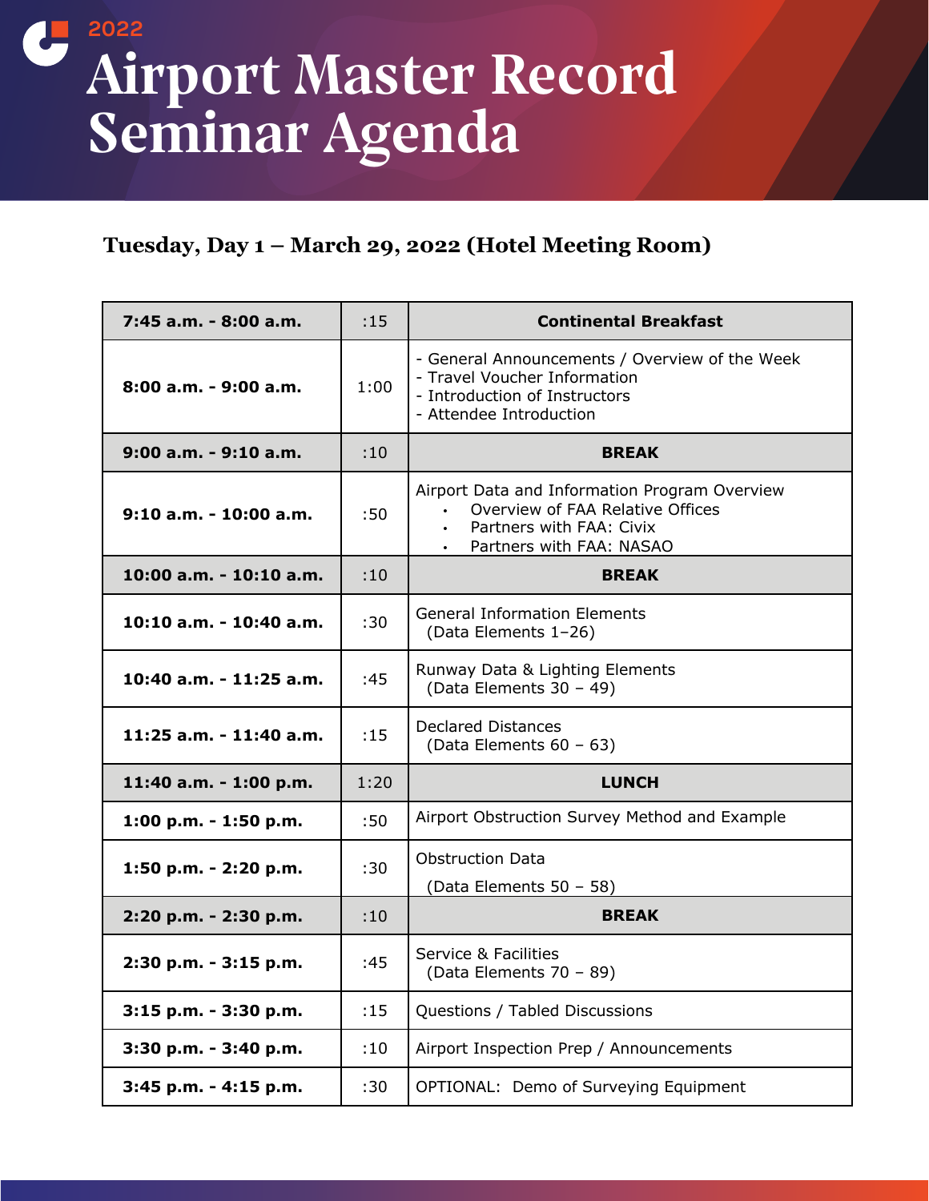2022

# Airport Master Record Seminar Agenda

## Tuesday, Day 1 – March 29, 2022 (Hotel Meeting Room)

| 7:45 a.m. - 8:00 a.m. | :15 | **Continental Breakfast** |
|---|---|---|
| 8:00 a.m. - 9:00 a.m. | 1:00 | - General Announcements / Overview of the Week<br>- Travel Voucher Information<br>- Introduction of Instructors<br>- Attendee Introduction |
| 9:00 a.m. - 9:10 a.m. | :10 | **BREAK** |
| 9:10 a.m. - 10:00 a.m. | :50 | Airport Data and Information Program Overview<br>• Overview of FAA Relative Offices<br>• Partners with FAA: Civix<br>• Partners with FAA: NASAO |
| 10:00 a.m. - 10:10 a.m. | :10 | **BREAK** |
| 10:10 a.m. - 10:40 a.m. | :30 | General Information Elements (Data Elements 1–26) |
| 10:40 a.m. - 11:25 a.m. | :45 | Runway Data & Lighting Elements (Data Elements 30 – 49) |
| 11:25 a.m. - 11:40 a.m. | :15 | Declared Distances (Data Elements 60 – 63) |
| 11:40 a.m. - 1:00 p.m. | 1:20 | **LUNCH** |
| 1:00 p.m. - 1:50 p.m. | :50 | Airport Obstruction Survey Method and Example |
| 1:50 p.m. - 2:20 p.m. | :30 | Obstruction Data (Data Elements 50 – 58) |
| 2:20 p.m. - 2:30 p.m. | :10 | **BREAK** |
| 2:30 p.m. - 3:15 p.m. | :45 | Service & Facilities (Data Elements 70 – 89) |
| 3:15 p.m. - 3:30 p.m. | :15 | Questions / Tabled Discussions |
| 3:30 p.m. - 3:40 p.m. | :10 | Airport Inspection Prep / Announcements |
| 3:45 p.m. - 4:15 p.m. | :30 | OPTIONAL: Demo of Surveying Equipment |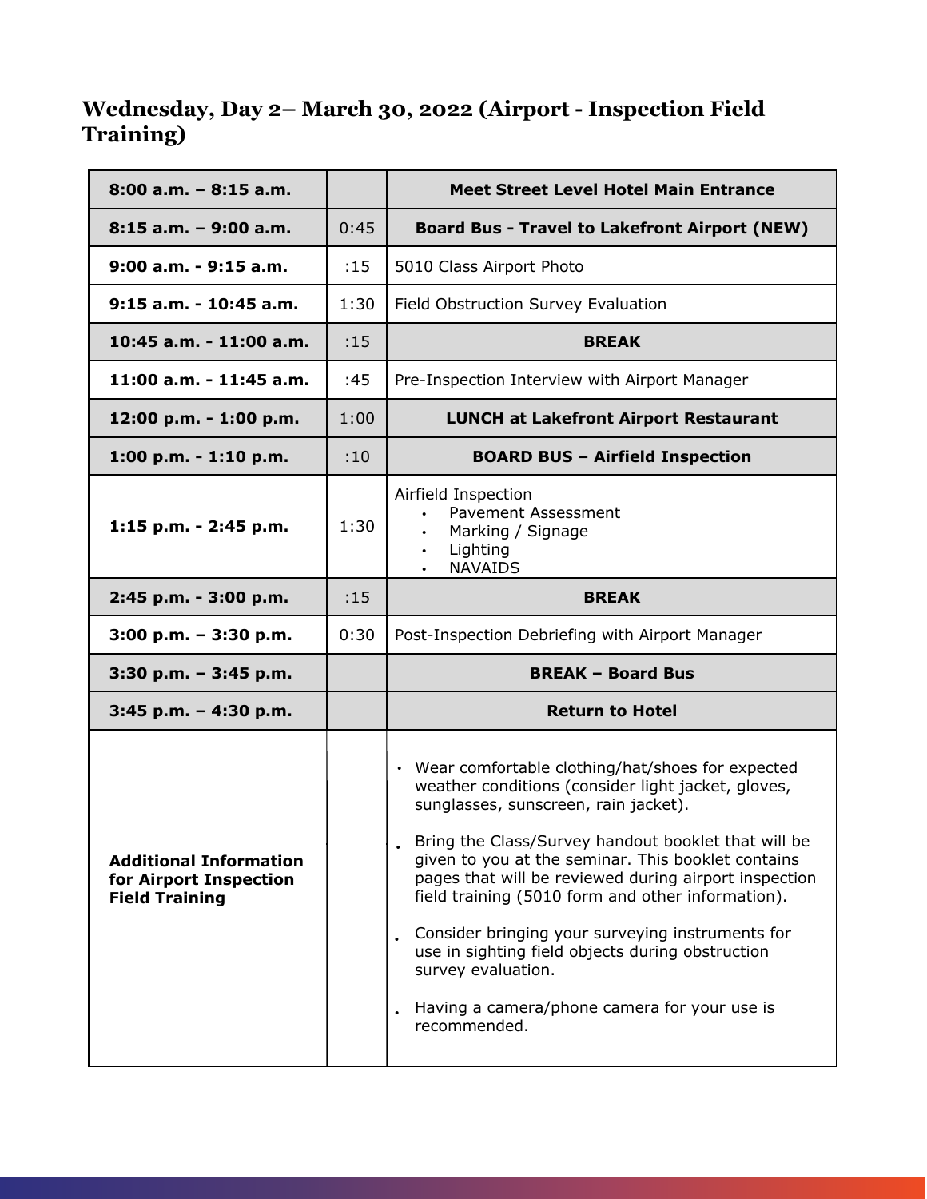## Wednesday, Day 2– March 30, 2022 (Airport - Inspection Field Training)

| | | |
|---|---|---|
| **8:00 a.m. – 8:15 a.m.** | | **Meet Street Level Hotel Main Entrance** |
| **8:15 a.m. – 9:00 a.m.** | 0:45 | **Board Bus - Travel to Lakefront Airport (NEW)** |
| **9:00 a.m. - 9:15 a.m.** | :15 | 5010 Class Airport Photo |
| **9:15 a.m. - 10:45 a.m.** | 1:30 | Field Obstruction Survey Evaluation |
| **10:45 a.m. - 11:00 a.m.** | :15 | **BREAK** |
| **11:00 a.m. - 11:45 a.m.** | :45 | Pre-Inspection Interview with Airport Manager |
| **12:00 p.m. - 1:00 p.m.** | 1:00 | **LUNCH at Lakefront Airport Restaurant** |
| **1:00 p.m. - 1:10 p.m.** | :10 | **BOARD BUS – Airfield Inspection** |
| **1:15 p.m. - 2:45 p.m.** | 1:30 | Airfield Inspection<br>• Pavement Assessment<br>• Marking / Signage<br>• Lighting<br>• NAVAIDS |
| **2:45 p.m. - 3:00 p.m.** | :15 | **BREAK** |
| **3:00 p.m. – 3:30 p.m.** | 0:30 | Post-Inspection Debriefing with Airport Manager |
| **3:30 p.m. – 3:45 p.m.** | | **BREAK – Board Bus** |
| **3:45 p.m. – 4:30 p.m.** | | **Return to Hotel** |
| **Additional Information for Airport Inspection Field Training** | | • Wear comfortable clothing/hat/shoes for expected weather conditions (consider light jacket, gloves, sunglasses, sunscreen, rain jacket).<br>• Bring the Class/Survey handout booklet that will be given to you at the seminar. This booklet contains pages that will be reviewed during airport inspection field training (5010 form and other information).<br>• Consider bringing your surveying instruments for use in sighting field objects during obstruction survey evaluation.<br>• Having a camera/phone camera for your use is recommended. |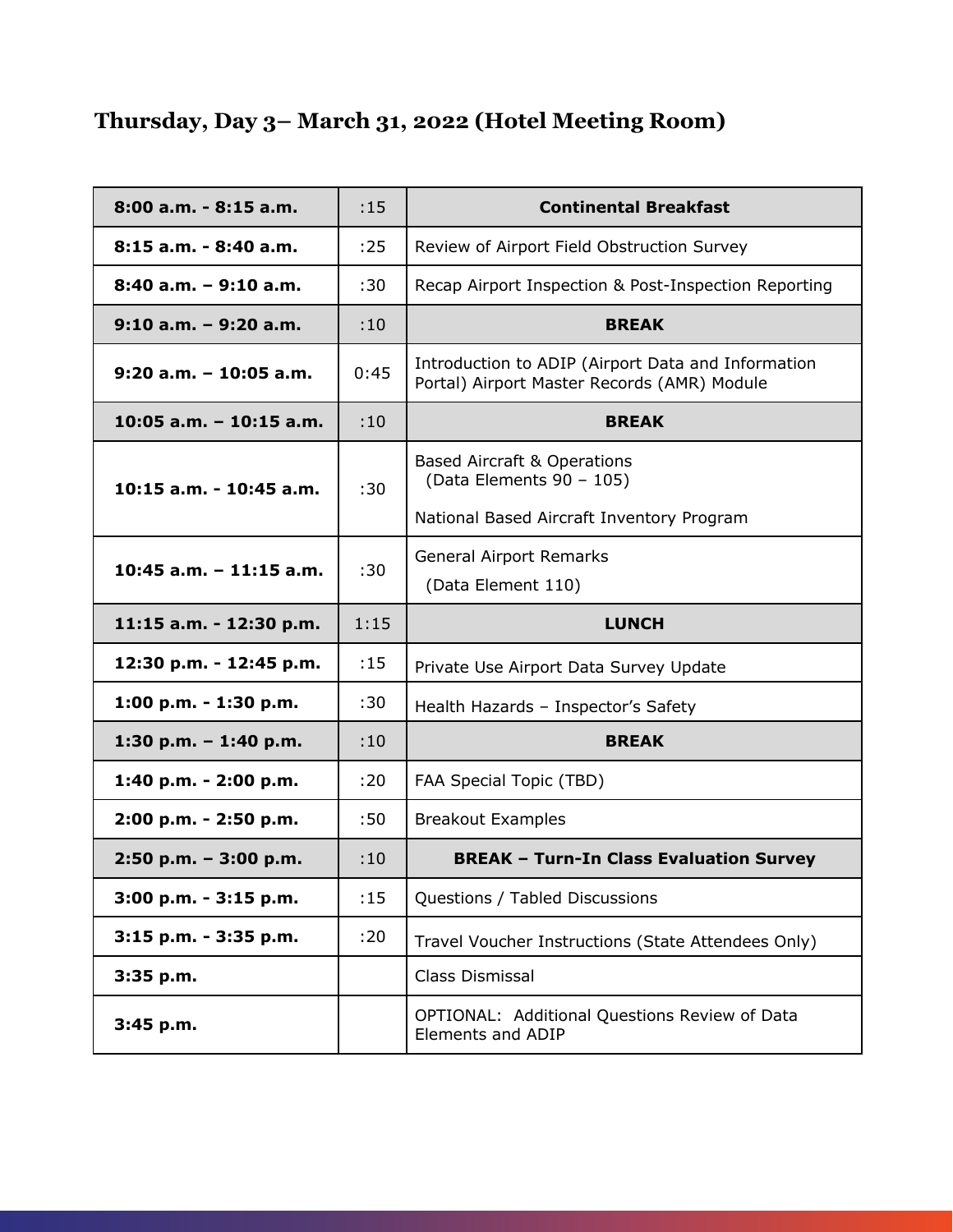## Thursday, Day 3– March 31, 2022 (Hotel Meeting Room)

| | | |
|---|---|---|
| **8:00 a.m. - 8:15 a.m.** | :15 | **Continental Breakfast** |
| **8:15 a.m. - 8:40 a.m.** | :25 | Review of Airport Field Obstruction Survey |
| **8:40 a.m. – 9:10 a.m.** | :30 | Recap Airport Inspection & Post-Inspection Reporting |
| **9:10 a.m. – 9:20 a.m.** | :10 | **BREAK** |
| **9:20 a.m. – 10:05 a.m.** | 0:45 | Introduction to ADIP (Airport Data and Information Portal) Airport Master Records (AMR) Module |
| **10:05 a.m. – 10:15 a.m.** | :10 | **BREAK** |
| **10:15 a.m. - 10:45 a.m.** | :30 | Based Aircraft & Operations (Data Elements 90 – 105)<br><br>National Based Aircraft Inventory Program |
| **10:45 a.m. – 11:15 a.m.** | :30 | General Airport Remarks<br>(Data Element 110) |
| **11:15 a.m. - 12:30 p.m.** | 1:15 | **LUNCH** |
| **12:30 p.m. - 12:45 p.m.** | :15 | Private Use Airport Data Survey Update |
| **1:00 p.m. - 1:30 p.m.** | :30 | Health Hazards – Inspector's Safety |
| **1:30 p.m. – 1:40 p.m.** | :10 | **BREAK** |
| **1:40 p.m. - 2:00 p.m.** | :20 | FAA Special Topic (TBD) |
| **2:00 p.m. - 2:50 p.m.** | :50 | Breakout Examples |
| **2:50 p.m. – 3:00 p.m.** | :10 | **BREAK – Turn-In Class Evaluation Survey** |
| **3:00 p.m. - 3:15 p.m.** | :15 | Questions / Tabled Discussions |
| **3:15 p.m. - 3:35 p.m.** | :20 | Travel Voucher Instructions (State Attendees Only) |
| **3:35 p.m.** | | Class Dismissal |
| **3:45 p.m.** | | OPTIONAL: Additional Questions Review of Data Elements and ADIP |